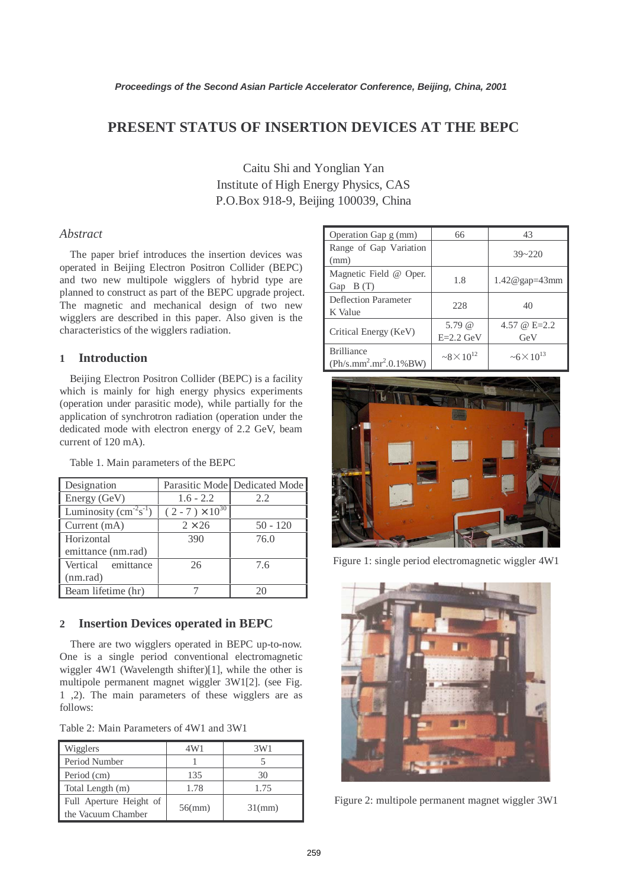# PRESENT STATUS OF INSERTION DEVICES AT THE BEPC

Caitu Shi and Yonglian Yan
Institute of High Energy Physics, CAS
P.O.Box 918-9, Beijing 100039, China

## *Abstract*

The paper brief introduces the insertion devices was operated in Beijing Electron Positron Collider (BEPC) and two new multipole wigglers of hybrid type are planned to construct as part of the BEPC upgrade project. The magnetic and mechanical design of two new wigglers are described in this paper. Also given is the characteristics of the wigglers radiation.

## 1 Introduction

Beijing Electron Positron Collider (BEPC) is a facility which is mainly for high energy physics experiments (operation under parasitic mode), while partially for the application of synchrotron radiation (operation under the dedicated mode with electron energy of 2.2 GeV, beam current of 120 mA).

Table 1. Main parameters of the BEPC

| Designation | Parasitic Mode | Dedicated Mode |
|---|---|---|
| Energy (GeV) | 1.6 - 2.2 | 2.2 |
| Luminosity ($cm^{-2}s^{-1}$) | $(2 - 7) \times 10^{30}$ | |
| Current (mA) | $2 \times 26$ | 50 - 120 |
| Horizontal emittance (nm.rad) | 390 | 76.0 |
| Vertical emittance (nm.rad) | 26 | 7.6 |
| Beam lifetime (hr) | 7 | 20 |

## 2 Insertion Devices operated in BEPC

There are two wigglers operated in BEPC up-to-now. One is a single period conventional electromagnetic wiggler 4W1 (Wavelength shifter)[1], while the other is multipole permanent magnet wiggler 3W1[2]. (see Fig. 1 ,2). The main parameters of these wigglers are as follows:

Table 2: Main Parameters of 4W1 and 3W1

| Wigglers | 4W1 | 3W1 |
|---|---|---|
| Period Number | 1 | 5 |
| Period (cm) | 135 | 30 |
| Total Length (m) | 1.78 | 1.75 |
| Full Aperture Height of the Vacuum Chamber | 56(mm) | 31(mm) |
| Operation Gap g (mm) | 66 | 43 |
| Range of Gap Variation (mm) | | 39~220 |
| Magnetic Field @ Oper. Gap B (T) | 1.8 | 1.42@gap=43mm |
| Deflection Parameter K Value | 228 | 40 |
| Critical Energy (KeV) | 5.79 @ E=2.2 GeV | 4.57 @ E=2.2 GeV |
| Brilliance ($Ph/s.mm^2.mr^2.0.1\%BW$) | $\sim 8\times10^{12}$ | $\sim 6\times10^{13}$ |

Figure 1: single period electromagnetic wiggler 4W1

Figure 2: multipole permanent magnet wiggler 3W1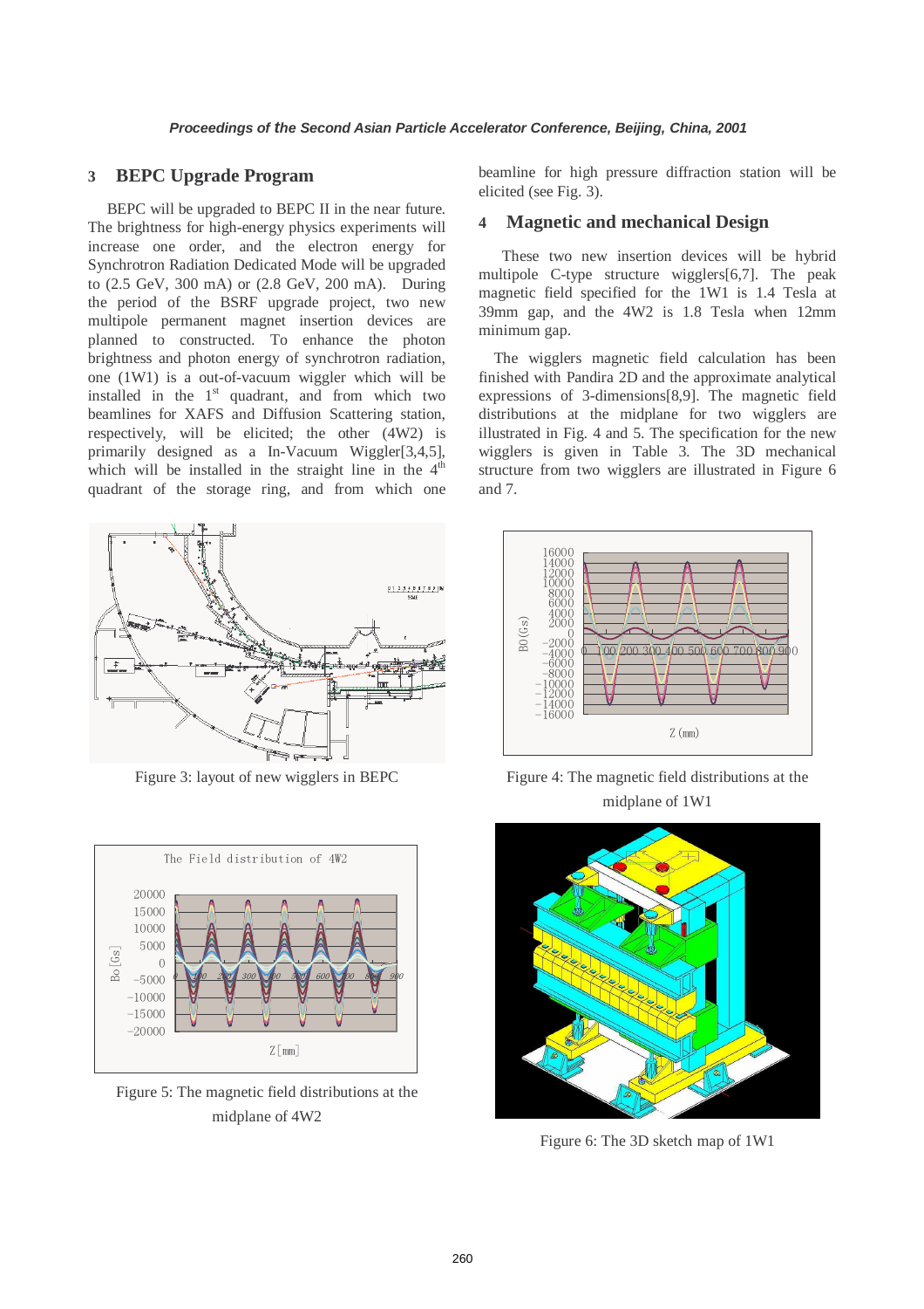## 3 BEPC Upgrade Program

BEPC will be upgraded to BEPC II in the near future. The brightness for high-energy physics experiments will increase one order, and the electron energy for Synchrotron Radiation Dedicated Mode will be upgraded to (2.5 GeV, 300 mA) or (2.8 GeV, 200 mA). During the period of the BSRF upgrade project, two new multipole permanent magnet insertion devices are planned to constructed. To enhance the photon brightness and photon energy of synchrotron radiation, one (1W1) is a out-of-vacuum wiggler which will be installed in the 1st quadrant, and from which two beamlines for XAFS and Diffusion Scattering station, respectively, will be elicited; the other (4W2) is primarily designed as a In-Vacuum Wiggler[3,4,5], which will be installed in the straight line in the 4th quadrant of the storage ring, and from which one beamline for high pressure diffraction station will be elicited (see Fig. 3).

Figure 3: layout of new wigglers in BEPC

## 4 Magnetic and mechanical Design

These two new insertion devices will be hybrid multipole C-type structure wigglers[6,7]. The peak magnetic field specified for the 1W1 is 1.4 Tesla at 39mm gap, and the 4W2 is 1.8 Tesla when 12mm minimum gap.

The wigglers magnetic field calculation has been finished with Pandira 2D and the approximate analytical expressions of 3-dimensions[8,9]. The magnetic field distributions at the midplane for two wigglers are illustrated in Fig. 4 and 5. The specification for the new wigglers is given in Table 3. The 3D mechanical structure from two wigglers are illustrated in Figure 6 and 7.

Figure 4: The magnetic field distributions at the midplane of 1W1

Figure 5: The magnetic field distributions at the midplane of 4W2

Figure 6: The 3D sketch map of 1W1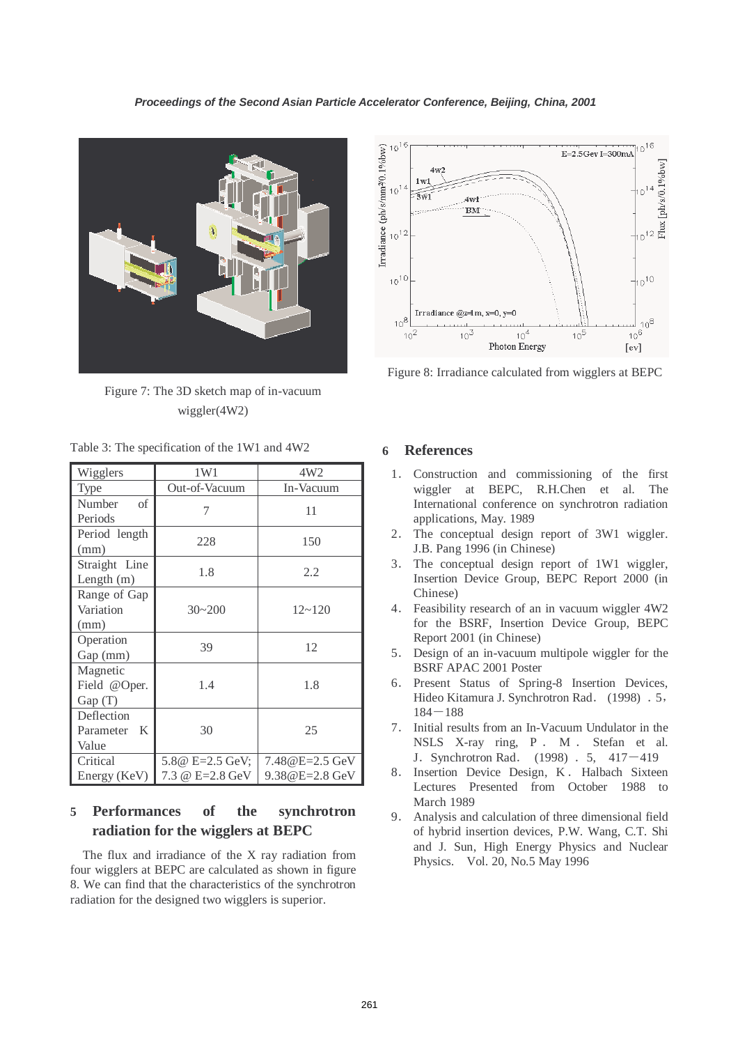Figure 7: The 3D sketch map of in-vacuum wiggler(4W2)

E=2.5Gev I=300mA

4w2

1w1

3w1

4w1

BM

Irradiance @z=l m, x=0, y=0

Irradiance (ph/s/mm²/0.1%bw)

Flux [ph/s/0.1%bw]

Photon Energy [ev]

Figure 8: Irradiance calculated from wigglers at BEPC

Table 3: The specification of the 1W1 and 4W2

| Wigglers | 1W1 | 4W2 |
|---|---|---|
| Type | Out-of-Vacuum | In-Vacuum |
| Number of Periods | 7 | 11 |
| Period length (mm) | 228 | 150 |
| Straight Line Length (m) | 1.8 | 2.2 |
| Range of Gap Variation (mm) | 30~200 | 12~120 |
| Operation Gap (mm) | 39 | 12 |
| Magnetic Field @Oper. Gap (T) | 1.4 | 1.8 |
| Deflection Parameter K Value | 30 | 25 |
| Critical Energy (KeV) | 5.8@ E=2.5 GeV; 7.3 @ E=2.8 GeV | 7.48@E=2.5 GeV 9.38@E=2.8 GeV |

## 5 Performances of the synchrotron radiation for the wigglers at BEPC

The flux and irradiance of the X ray radiation from four wigglers at BEPC are calculated as shown in figure 8. We can find that the characteristics of the synchrotron radiation for the designed two wigglers is superior.

## 6 References

1. Construction and commissioning of the first wiggler at BEPC, R.H.Chen et al. The International conference on synchrotron radiation applications, May. 1989
2. The conceptual design report of 3W1 wiggler. J.B. Pang 1996 (in Chinese)
3. The conceptual design report of 1W1 wiggler, Insertion Device Group, BEPC Report 2000 (in Chinese)
4. Feasibility research of an in vacuum wiggler 4W2 for the BSRF, Insertion Device Group, BEPC Report 2001 (in Chinese)
5. Design of an in-vacuum multipole wiggler for the BSRF APAC 2001 Poster
6. Present Status of Spring-8 Insertion Devices, Hideo Kitamura J. Synchrotron Rad. (1998) . 5, 184－188
7. Initial results from an In-Vacuum Undulator in the NSLS X-ray ring, P. M. Stefan et al. J. Synchrotron Rad. (1998) . 5, 417－419
8. Insertion Device Design, K. Halbach Sixteen Lectures Presented from October 1988 to March 1989
9. Analysis and calculation of three dimensional field of hybrid insertion devices, P.W. Wang, C.T. Shi and J. Sun, High Energy Physics and Nuclear Physics. Vol. 20, No.5 May 1996